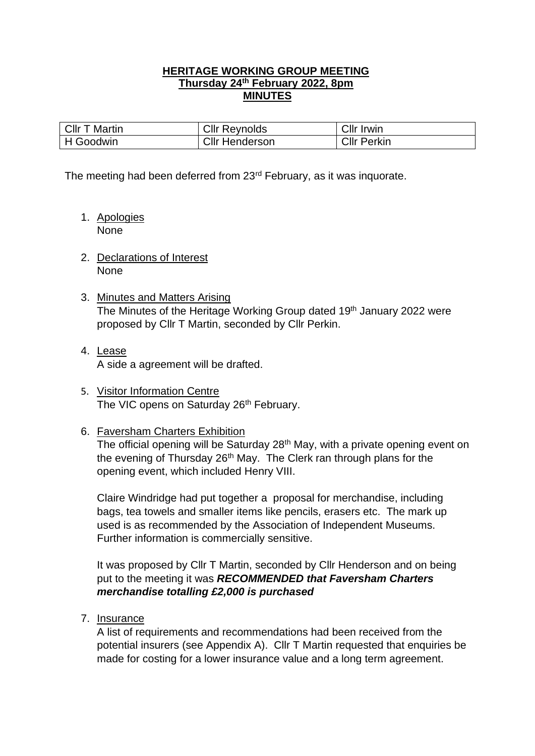**HERITAGE WORKING GROUP MEETING**
**Thursday 24th February 2022, 8pm**
**MINUTES**

| Cllr T Martin | Cllr Reynolds | Cllr Irwin |
|---|---|---|
| H Goodwin | Cllr Henderson | Cllr Perkin |

The meeting had been deferred from 23rd February, as it was inquorate.

1. Apologies
   None

2. Declarations of Interest
   None

3. Minutes and Matters Arising
   The Minutes of the Heritage Working Group dated 19th January 2022 were proposed by Cllr T Martin, seconded by Cllr Perkin.

4. Lease
   A side a agreement will be drafted.

5. Visitor Information Centre
   The VIC opens on Saturday 26th February.

6. Faversham Charters Exhibition
   The official opening will be Saturday 28th May, with a private opening event on the evening of Thursday 26th May. The Clerk ran through plans for the opening event, which included Henry VIII.

   Claire Windridge had put together a proposal for merchandise, including bags, tea towels and smaller items like pencils, erasers etc. The mark up used is as recommended by the Association of Independent Museums. Further information is commercially sensitive.

   It was proposed by Cllr T Martin, seconded by Cllr Henderson and on being put to the meeting it was ***RECOMMENDED that Faversham Charters merchandise totalling £2,000 is purchased***

7. Insurance
   A list of requirements and recommendations had been received from the potential insurers (see Appendix A). Cllr T Martin requested that enquiries be made for costing for a lower insurance value and a long term agreement.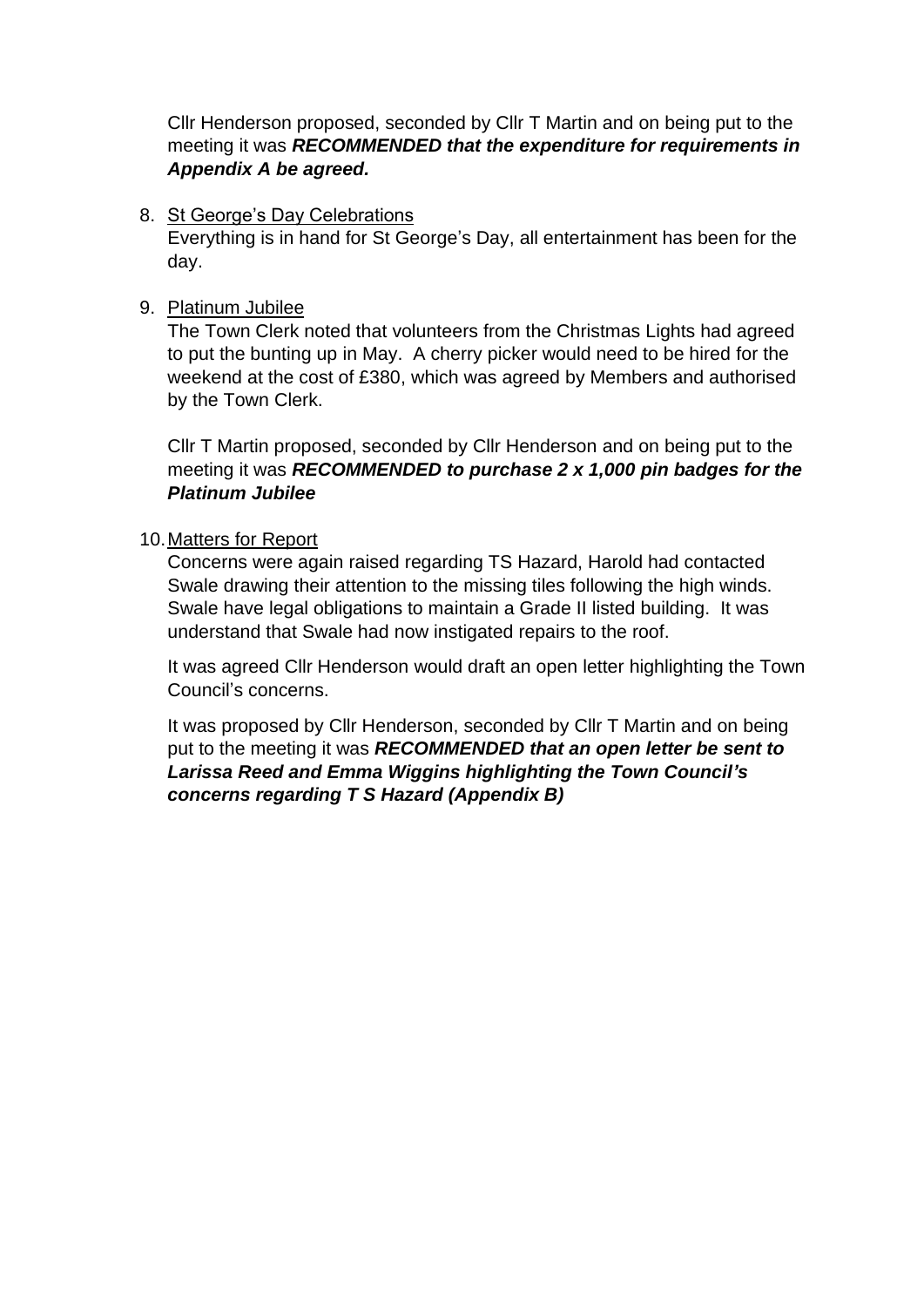Cllr Henderson proposed, seconded by Cllr T Martin and on being put to the meeting it was ***RECOMMENDED that the expenditure for requirements in Appendix A be agreed.***

8. St George's Day Celebrations

   Everything is in hand for St George's Day, all entertainment has been for the day.

9. Platinum Jubilee

   The Town Clerk noted that volunteers from the Christmas Lights had agreed to put the bunting up in May. A cherry picker would need to be hired for the weekend at the cost of £380, which was agreed by Members and authorised by the Town Clerk.

   Cllr T Martin proposed, seconded by Cllr Henderson and on being put to the meeting it was ***RECOMMENDED to purchase 2 x 1,000 pin badges for the Platinum Jubilee***

10. Matters for Report

    Concerns were again raised regarding TS Hazard, Harold had contacted Swale drawing their attention to the missing tiles following the high winds. Swale have legal obligations to maintain a Grade II listed building. It was understand that Swale had now instigated repairs to the roof.

    It was agreed Cllr Henderson would draft an open letter highlighting the Town Council's concerns.

    It was proposed by Cllr Henderson, seconded by Cllr T Martin and on being put to the meeting it was ***RECOMMENDED that an open letter be sent to Larissa Reed and Emma Wiggins highlighting the Town Council's concerns regarding T S Hazard (Appendix B)***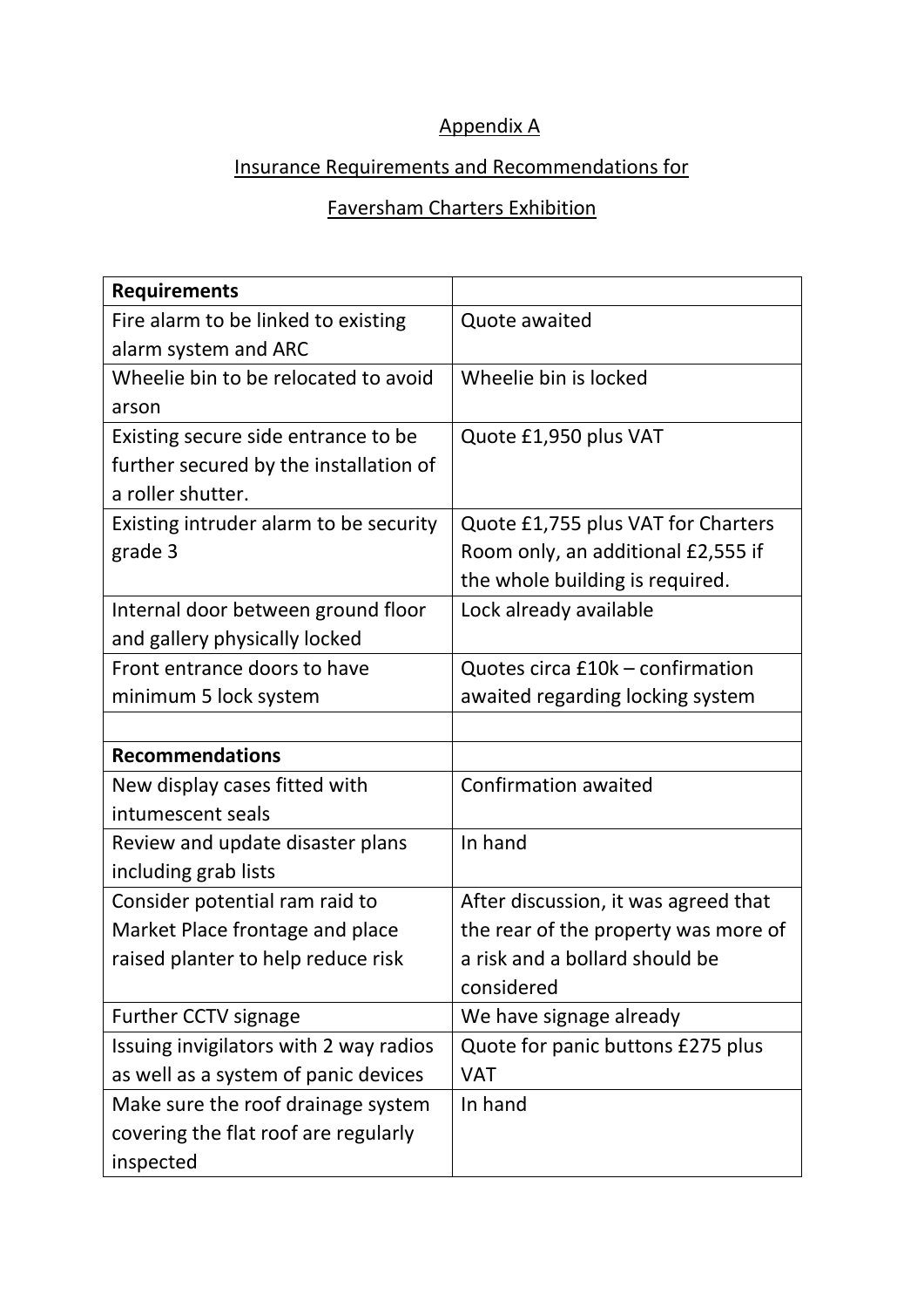Appendix A

Insurance Requirements and Recommendations for

Faversham Charters Exhibition

| **Requirements** | |
|---|---|
| Fire alarm to be linked to existing alarm system and ARC | Quote awaited |
| Wheelie bin to be relocated to avoid arson | Wheelie bin is locked |
| Existing secure side entrance to be further secured by the installation of a roller shutter. | Quote £1,950 plus VAT |
| Existing intruder alarm to be security grade 3 | Quote £1,755 plus VAT for Charters Room only, an additional £2,555 if the whole building is required. |
| Internal door between ground floor and gallery physically locked | Lock already available |
| Front entrance doors to have minimum 5 lock system | Quotes circa £10k – confirmation awaited regarding locking system |
| | |
| **Recommendations** | |
| New display cases fitted with intumescent seals | Confirmation awaited |
| Review and update disaster plans including grab lists | In hand |
| Consider potential ram raid to Market Place frontage and place raised planter to help reduce risk | After discussion, it was agreed that the rear of the property was more of a risk and a bollard should be considered |
| Further CCTV signage | We have signage already |
| Issuing invigilators with 2 way radios as well as a system of panic devices | Quote for panic buttons £275 plus VAT |
| Make sure the roof drainage system covering the flat roof are regularly inspected | In hand |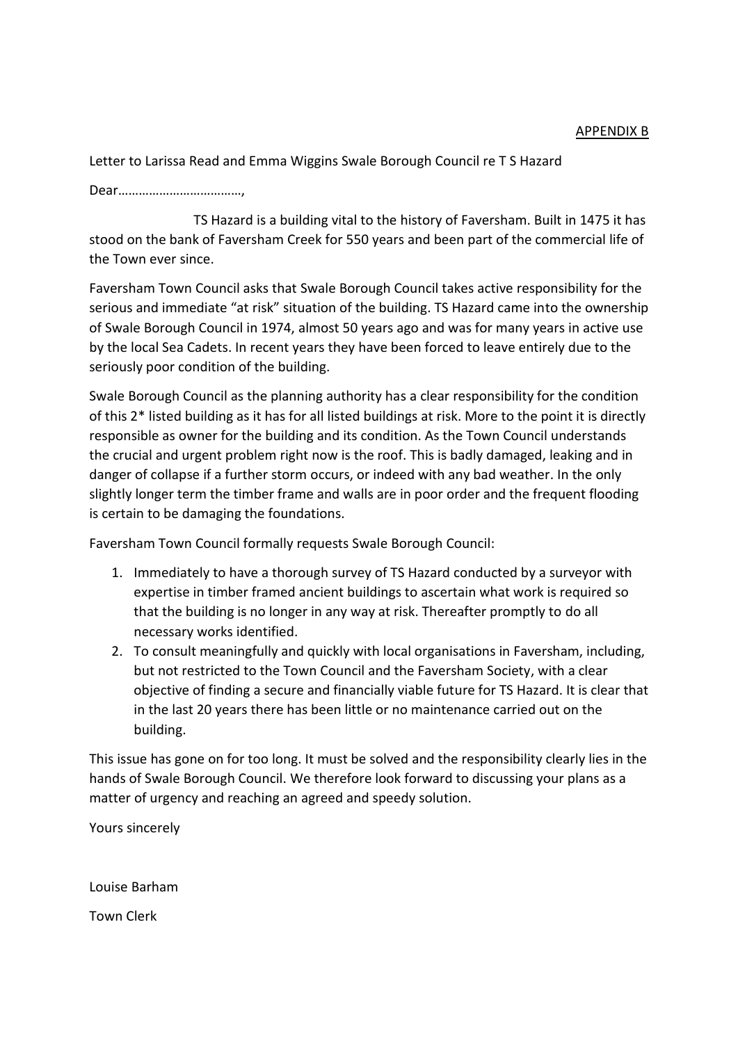APPENDIX B

Letter to Larissa Read and Emma Wiggins Swale Borough Council re T S Hazard

Dear………………………………,

TS Hazard is a building vital to the history of Faversham. Built in 1475 it has stood on the bank of Faversham Creek for 550 years and been part of the commercial life of the Town ever since.

Faversham Town Council asks that Swale Borough Council takes active responsibility for the serious and immediate "at risk" situation of the building. TS Hazard came into the ownership of Swale Borough Council in 1974, almost 50 years ago and was for many years in active use by the local Sea Cadets. In recent years they have been forced to leave entirely due to the seriously poor condition of the building.

Swale Borough Council as the planning authority has a clear responsibility for the condition of this 2* listed building as it has for all listed buildings at risk. More to the point it is directly responsible as owner for the building and its condition. As the Town Council understands the crucial and urgent problem right now is the roof. This is badly damaged, leaking and in danger of collapse if a further storm occurs, or indeed with any bad weather. In the only slightly longer term the timber frame and walls are in poor order and the frequent flooding is certain to be damaging the foundations.

Faversham Town Council formally requests Swale Borough Council:

1. Immediately to have a thorough survey of TS Hazard conducted by a surveyor with expertise in timber framed ancient buildings to ascertain what work is required so that the building is no longer in any way at risk. Thereafter promptly to do all necessary works identified.
2. To consult meaningfully and quickly with local organisations in Faversham, including, but not restricted to the Town Council and the Faversham Society, with a clear objective of finding a secure and financially viable future for TS Hazard. It is clear that in the last 20 years there has been little or no maintenance carried out on the building.

This issue has gone on for too long. It must be solved and the responsibility clearly lies in the hands of Swale Borough Council. We therefore look forward to discussing your plans as a matter of urgency and reaching an agreed and speedy solution.

Yours sincerely

Louise Barham

Town Clerk